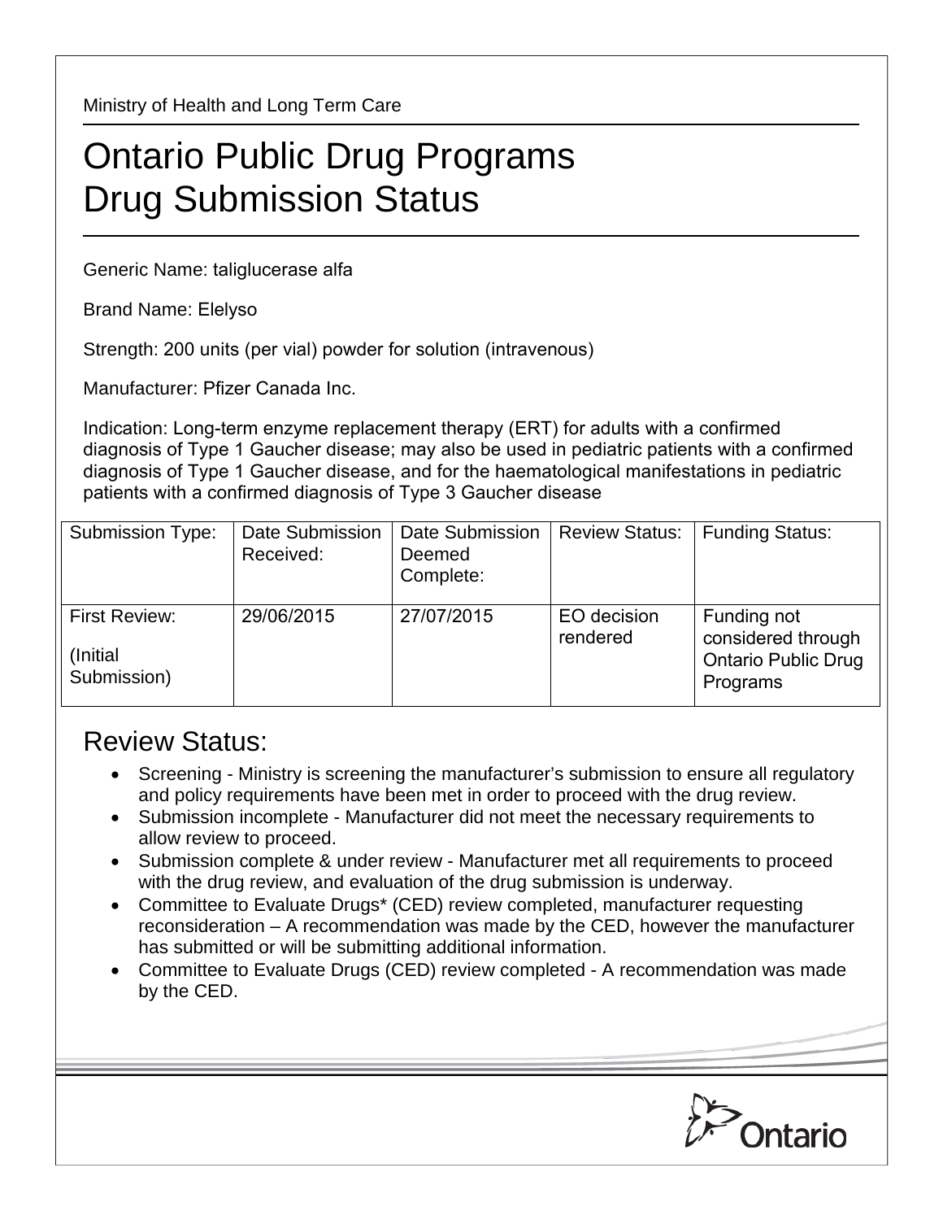Ministry of Health and Long Term Care

# Ontario Public Drug Programs
# Drug Submission Status

Generic Name: taliglucerase alfa

Brand Name: Elelyso

Strength: 200 units (per vial) powder for solution (intravenous)

Manufacturer: Pfizer Canada Inc.

Indication: Long-term enzyme replacement therapy (ERT) for adults with a confirmed diagnosis of Type 1 Gaucher disease; may also be used in pediatric patients with a confirmed diagnosis of Type 1 Gaucher disease, and for the haematological manifestations in pediatric patients with a confirmed diagnosis of Type 3 Gaucher disease

| Submission Type: | Date Submission Received: | Date Submission Deemed Complete: | Review Status: | Funding Status: |
|---|---|---|---|---|
| First Review: (Initial Submission) | 29/06/2015 | 27/07/2015 | EO decision rendered | Funding not considered through Ontario Public Drug Programs |

## Review Status:

- Screening - Ministry is screening the manufacturer's submission to ensure all regulatory and policy requirements have been met in order to proceed with the drug review.
- Submission incomplete - Manufacturer did not meet the necessary requirements to allow review to proceed.
- Submission complete & under review - Manufacturer met all requirements to proceed with the drug review, and evaluation of the drug submission is underway.
- Committee to Evaluate Drugs* (CED) review completed, manufacturer requesting reconsideration – A recommendation was made by the CED, however the manufacturer has submitted or will be submitting additional information.
- Committee to Evaluate Drugs (CED) review completed - A recommendation was made by the CED.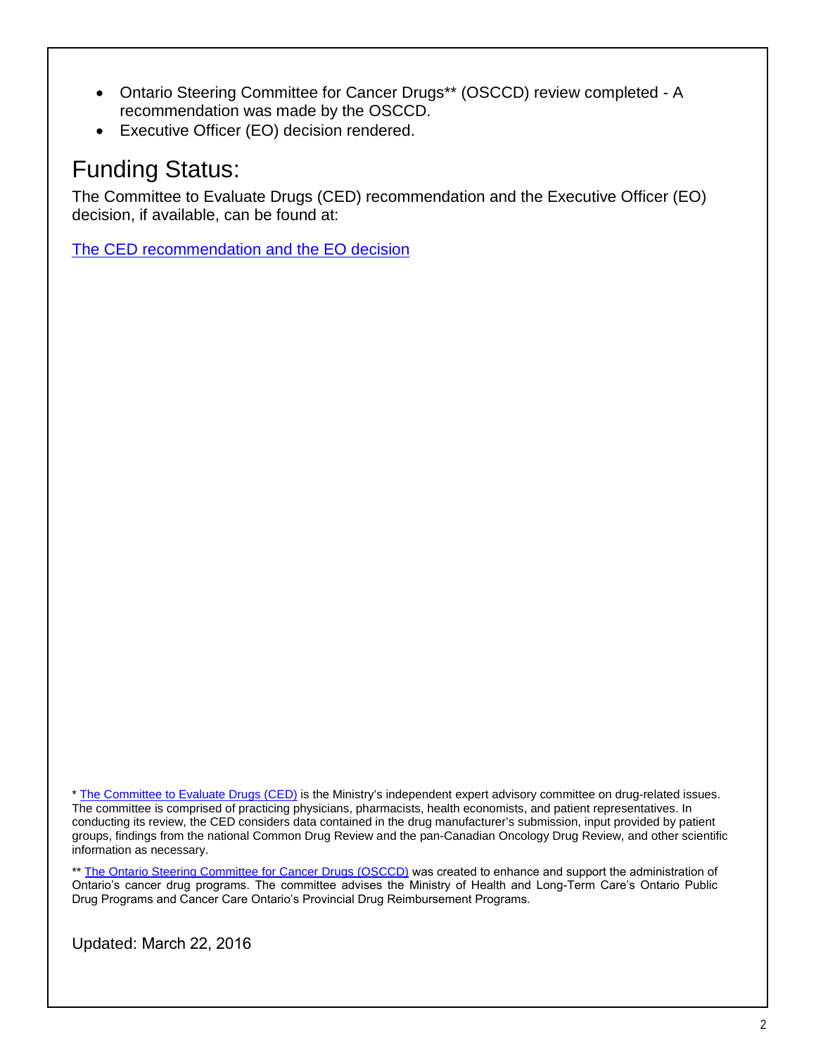- Ontario Steering Committee for Cancer Drugs** (OSCCD) review completed - A recommendation was made by the OSCCD.
- Executive Officer (EO) decision rendered.

## Funding Status:

The Committee to Evaluate Drugs (CED) recommendation and the Executive Officer (EO) decision, if available, can be found at:

[The CED recommendation and the EO decision]()

* [The Committee to Evaluate Drugs (CED)]() is the Ministry's independent expert advisory committee on drug-related issues. The committee is comprised of practicing physicians, pharmacists, health economists, and patient representatives. In conducting its review, the CED considers data contained in the drug manufacturer's submission, input provided by patient groups, findings from the national Common Drug Review and the pan-Canadian Oncology Drug Review, and other scientific information as necessary.

** [The Ontario Steering Committee for Cancer Drugs (OSCCD)]() was created to enhance and support the administration of Ontario's cancer drug programs. The committee advises the Ministry of Health and Long-Term Care's Ontario Public Drug Programs and Cancer Care Ontario's Provincial Drug Reimbursement Programs.

Updated: March 22, 2016